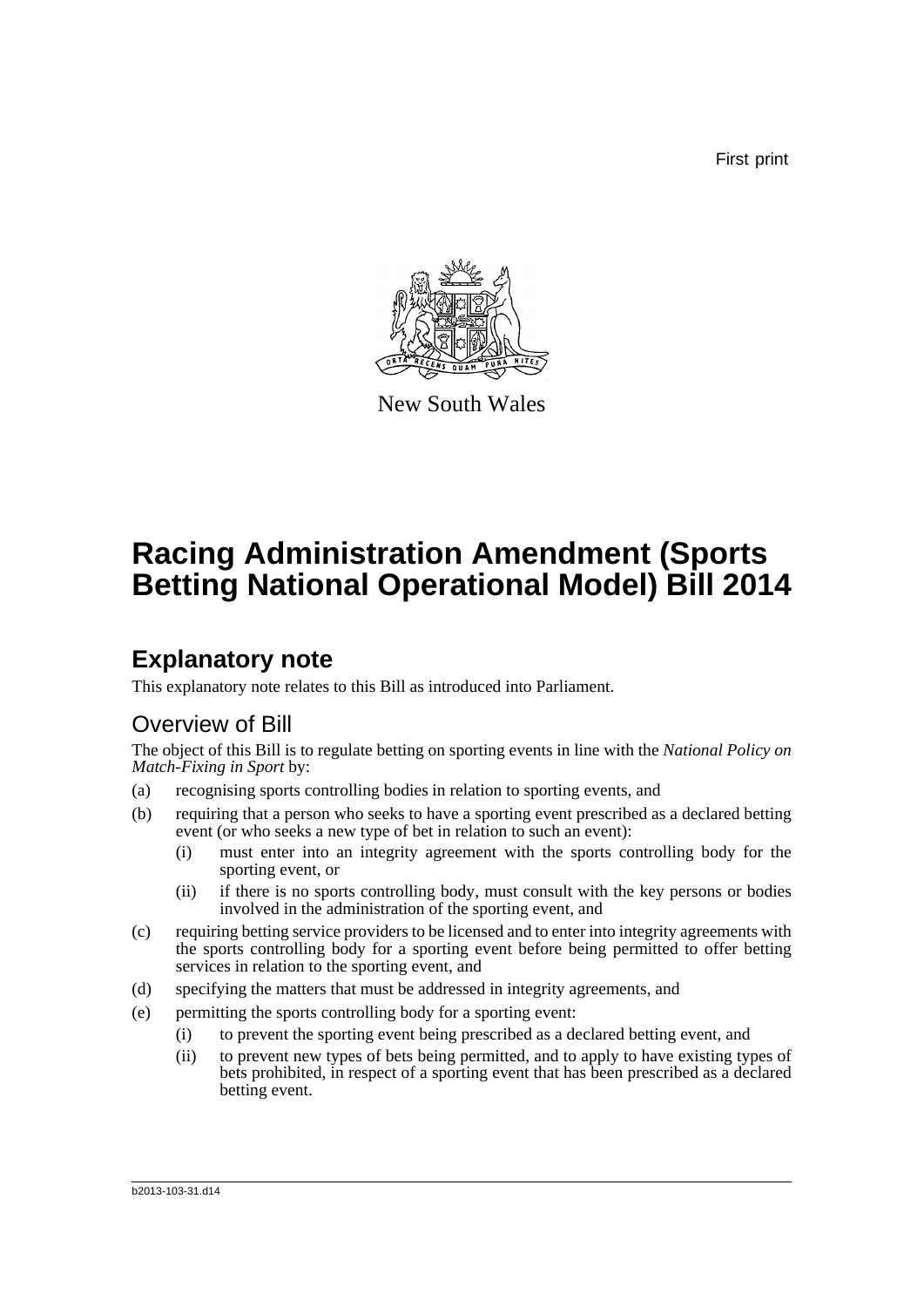First print

New South Wales

# Racing Administration Amendment (Sports Betting National Operational Model) Bill 2014

## Explanatory note

This explanatory note relates to this Bill as introduced into Parliament.

### Overview of Bill

The object of this Bill is to regulate betting on sporting events in line with the *National Policy on Match-Fixing in Sport* by:

(a) recognising sports controlling bodies in relation to sporting events, and

(b) requiring that a person who seeks to have a sporting event prescribed as a declared betting event (or who seeks a new type of bet in relation to such an event):

  (i) must enter into an integrity agreement with the sports controlling body for the sporting event, or

  (ii) if there is no sports controlling body, must consult with the key persons or bodies involved in the administration of the sporting event, and

(c) requiring betting service providers to be licensed and to enter into integrity agreements with the sports controlling body for a sporting event before being permitted to offer betting services in relation to the sporting event, and

(d) specifying the matters that must be addressed in integrity agreements, and

(e) permitting the sports controlling body for a sporting event:

  (i) to prevent the sporting event being prescribed as a declared betting event, and

  (ii) to prevent new types of bets being permitted, and to apply to have existing types of bets prohibited, in respect of a sporting event that has been prescribed as a declared betting event.

b2013-103-31.d14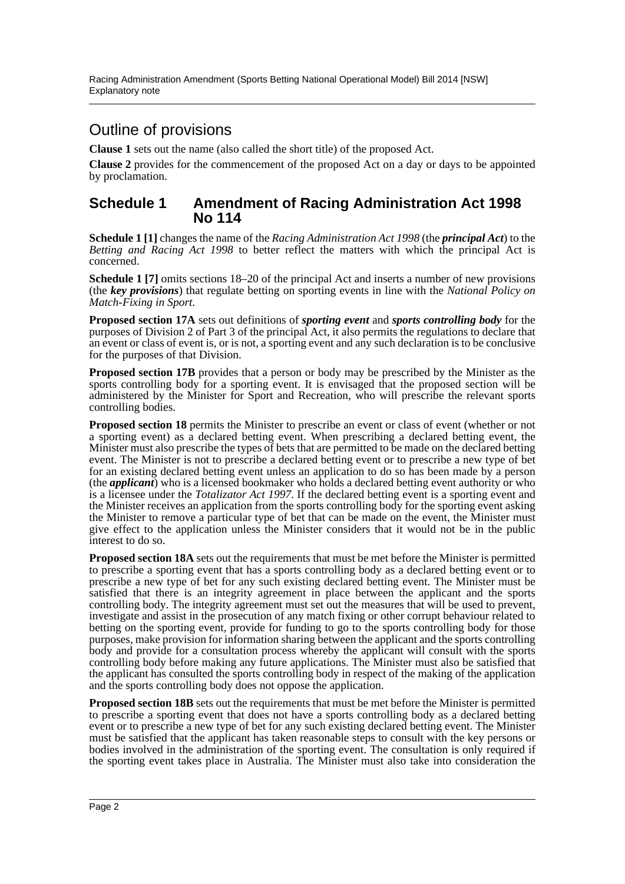# Outline of provisions

**Clause 1** sets out the name (also called the short title) of the proposed Act.

**Clause 2** provides for the commencement of the proposed Act on a day or days to be appointed by proclamation.

## Schedule 1 Amendment of Racing Administration Act 1998 No 114

**Schedule 1 [1]** changes the name of the *Racing Administration Act 1998* (the ***principal Act***) to the *Betting and Racing Act 1998* to better reflect the matters with which the principal Act is concerned.

**Schedule 1 [7]** omits sections 18–20 of the principal Act and inserts a number of new provisions (the ***key provisions***) that regulate betting on sporting events in line with the *National Policy on Match-Fixing in Sport*.

**Proposed section 17A** sets out definitions of ***sporting event*** and ***sports controlling body*** for the purposes of Division 2 of Part 3 of the principal Act, it also permits the regulations to declare that an event or class of event is, or is not, a sporting event and any such declaration is to be conclusive for the purposes of that Division.

**Proposed section 17B** provides that a person or body may be prescribed by the Minister as the sports controlling body for a sporting event. It is envisaged that the proposed section will be administered by the Minister for Sport and Recreation, who will prescribe the relevant sports controlling bodies.

**Proposed section 18** permits the Minister to prescribe an event or class of event (whether or not a sporting event) as a declared betting event. When prescribing a declared betting event, the Minister must also prescribe the types of bets that are permitted to be made on the declared betting event. The Minister is not to prescribe a declared betting event or to prescribe a new type of bet for an existing declared betting event unless an application to do so has been made by a person (the ***applicant***) who is a licensed bookmaker who holds a declared betting event authority or who is a licensee under the *Totalizator Act 1997*. If the declared betting event is a sporting event and the Minister receives an application from the sports controlling body for the sporting event asking the Minister to remove a particular type of bet that can be made on the event, the Minister must give effect to the application unless the Minister considers that it would not be in the public interest to do so.

**Proposed section 18A** sets out the requirements that must be met before the Minister is permitted to prescribe a sporting event that has a sports controlling body as a declared betting event or to prescribe a new type of bet for any such existing declared betting event. The Minister must be satisfied that there is an integrity agreement in place between the applicant and the sports controlling body. The integrity agreement must set out the measures that will be used to prevent, investigate and assist in the prosecution of any match fixing or other corrupt behaviour related to betting on the sporting event, provide for funding to go to the sports controlling body for those purposes, make provision for information sharing between the applicant and the sports controlling body and provide for a consultation process whereby the applicant will consult with the sports controlling body before making any future applications. The Minister must also be satisfied that the applicant has consulted the sports controlling body in respect of the making of the application and the sports controlling body does not oppose the application.

**Proposed section 18B** sets out the requirements that must be met before the Minister is permitted to prescribe a sporting event that does not have a sports controlling body as a declared betting event or to prescribe a new type of bet for any such existing declared betting event. The Minister must be satisfied that the applicant has taken reasonable steps to consult with the key persons or bodies involved in the administration of the sporting event. The consultation is only required if the sporting event takes place in Australia. The Minister must also take into consideration the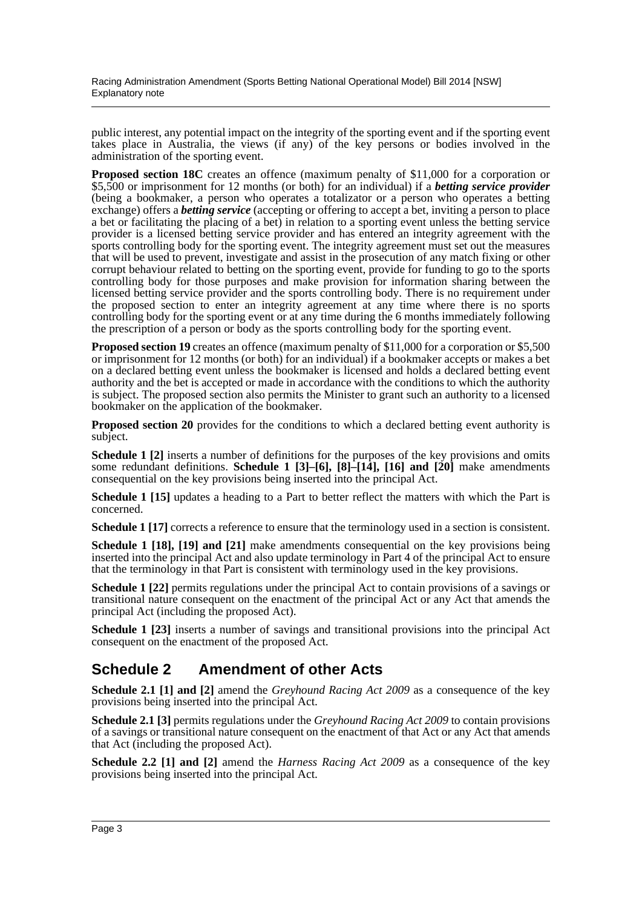public interest, any potential impact on the integrity of the sporting event and if the sporting event takes place in Australia, the views (if any) of the key persons or bodies involved in the administration of the sporting event.

**Proposed section 18C** creates an offence (maximum penalty of $11,000 for a corporation or $5,500 or imprisonment for 12 months (or both) for an individual) if a ***betting service provider*** (being a bookmaker, a person who operates a totalizator or a person who operates a betting exchange) offers a ***betting service*** (accepting or offering to accept a bet, inviting a person to place a bet or facilitating the placing of a bet) in relation to a sporting event unless the betting service provider is a licensed betting service provider and has entered an integrity agreement with the sports controlling body for the sporting event. The integrity agreement must set out the measures that will be used to prevent, investigate and assist in the prosecution of any match fixing or other corrupt behaviour related to betting on the sporting event, provide for funding to go to the sports controlling body for those purposes and make provision for information sharing between the licensed betting service provider and the sports controlling body. There is no requirement under the proposed section to enter an integrity agreement at any time where there is no sports controlling body for the sporting event or at any time during the 6 months immediately following the prescription of a person or body as the sports controlling body for the sporting event.

**Proposed section 19** creates an offence (maximum penalty of $11,000 for a corporation or $5,500 or imprisonment for 12 months (or both) for an individual) if a bookmaker accepts or makes a bet on a declared betting event unless the bookmaker is licensed and holds a declared betting event authority and the bet is accepted or made in accordance with the conditions to which the authority is subject. The proposed section also permits the Minister to grant such an authority to a licensed bookmaker on the application of the bookmaker.

**Proposed section 20** provides for the conditions to which a declared betting event authority is subject.

**Schedule 1 [2]** inserts a number of definitions for the purposes of the key provisions and omits some redundant definitions. **Schedule 1 [3]–[6], [8]–[14], [16] and [20]** make amendments consequential on the key provisions being inserted into the principal Act.

**Schedule 1 [15]** updates a heading to a Part to better reflect the matters with which the Part is concerned.

**Schedule 1 [17]** corrects a reference to ensure that the terminology used in a section is consistent.

**Schedule 1 [18], [19] and [21]** make amendments consequential on the key provisions being inserted into the principal Act and also update terminology in Part 4 of the principal Act to ensure that the terminology in that Part is consistent with terminology used in the key provisions.

**Schedule 1 [22]** permits regulations under the principal Act to contain provisions of a savings or transitional nature consequent on the enactment of the principal Act or any Act that amends the principal Act (including the proposed Act).

**Schedule 1 [23]** inserts a number of savings and transitional provisions into the principal Act consequent on the enactment of the proposed Act.

## Schedule 2 Amendment of other Acts

**Schedule 2.1 [1] and [2]** amend the *Greyhound Racing Act 2009* as a consequence of the key provisions being inserted into the principal Act.

**Schedule 2.1 [3]** permits regulations under the *Greyhound Racing Act 2009* to contain provisions of a savings or transitional nature consequent on the enactment of that Act or any Act that amends that Act (including the proposed Act).

**Schedule 2.2 [1] and [2]** amend the *Harness Racing Act 2009* as a consequence of the key provisions being inserted into the principal Act.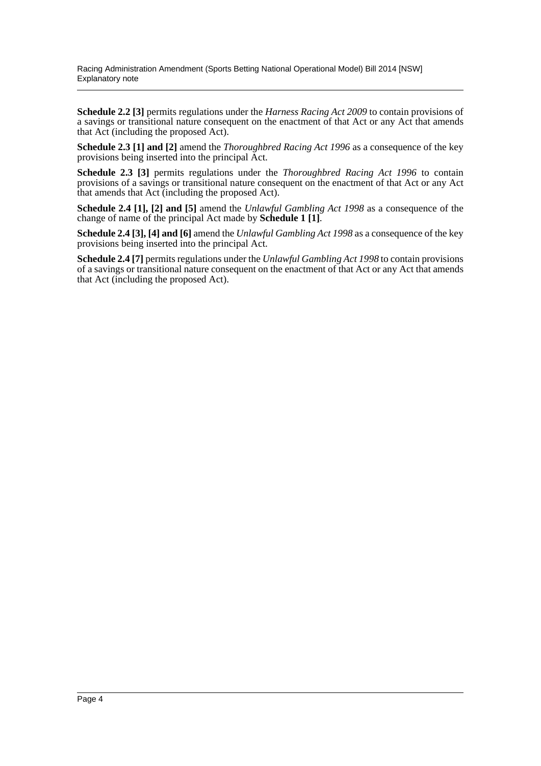**Schedule 2.2 [3]** permits regulations under the *Harness Racing Act 2009* to contain provisions of a savings or transitional nature consequent on the enactment of that Act or any Act that amends that Act (including the proposed Act).

**Schedule 2.3 [1] and [2]** amend the *Thoroughbred Racing Act 1996* as a consequence of the key provisions being inserted into the principal Act.

**Schedule 2.3 [3]** permits regulations under the *Thoroughbred Racing Act 1996* to contain provisions of a savings or transitional nature consequent on the enactment of that Act or any Act that amends that Act (including the proposed Act).

**Schedule 2.4 [1], [2] and [5]** amend the *Unlawful Gambling Act 1998* as a consequence of the change of name of the principal Act made by **Schedule 1 [1]**.

**Schedule 2.4 [3], [4] and [6]** amend the *Unlawful Gambling Act 1998* as a consequence of the key provisions being inserted into the principal Act.

**Schedule 2.4 [7]** permits regulations under the *Unlawful Gambling Act 1998* to contain provisions of a savings or transitional nature consequent on the enactment of that Act or any Act that amends that Act (including the proposed Act).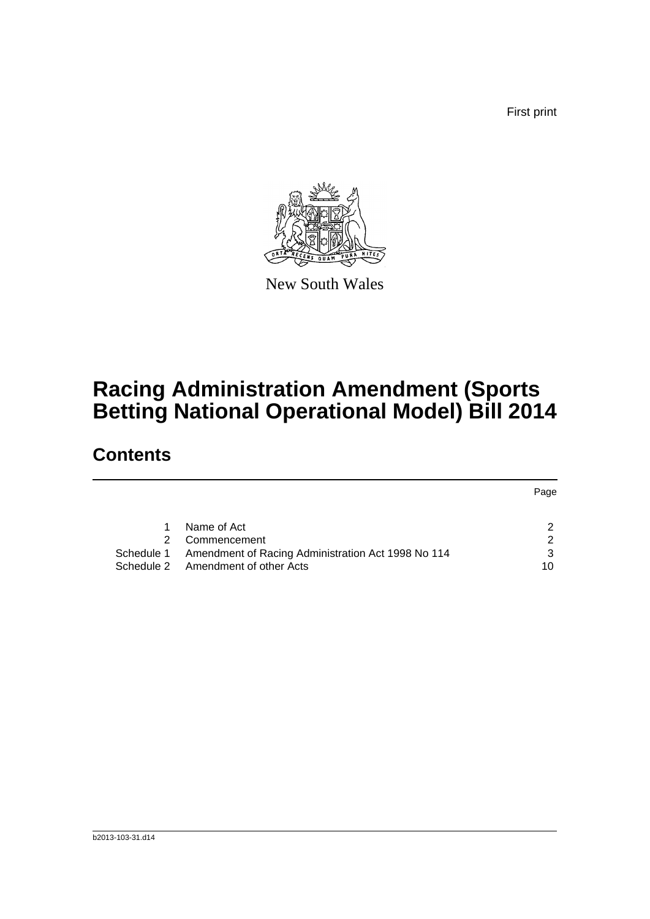First print

New South Wales

# Racing Administration Amendment (Sports Betting National Operational Model) Bill 2014

## Contents

| | | Page |
|---|---|---|
| 1 | Name of Act | 2 |
| 2 | Commencement | 2 |
| Schedule 1 | Amendment of Racing Administration Act 1998 No 114 | 3 |
| Schedule 2 | Amendment of other Acts | 10 |

b2013-103-31.d14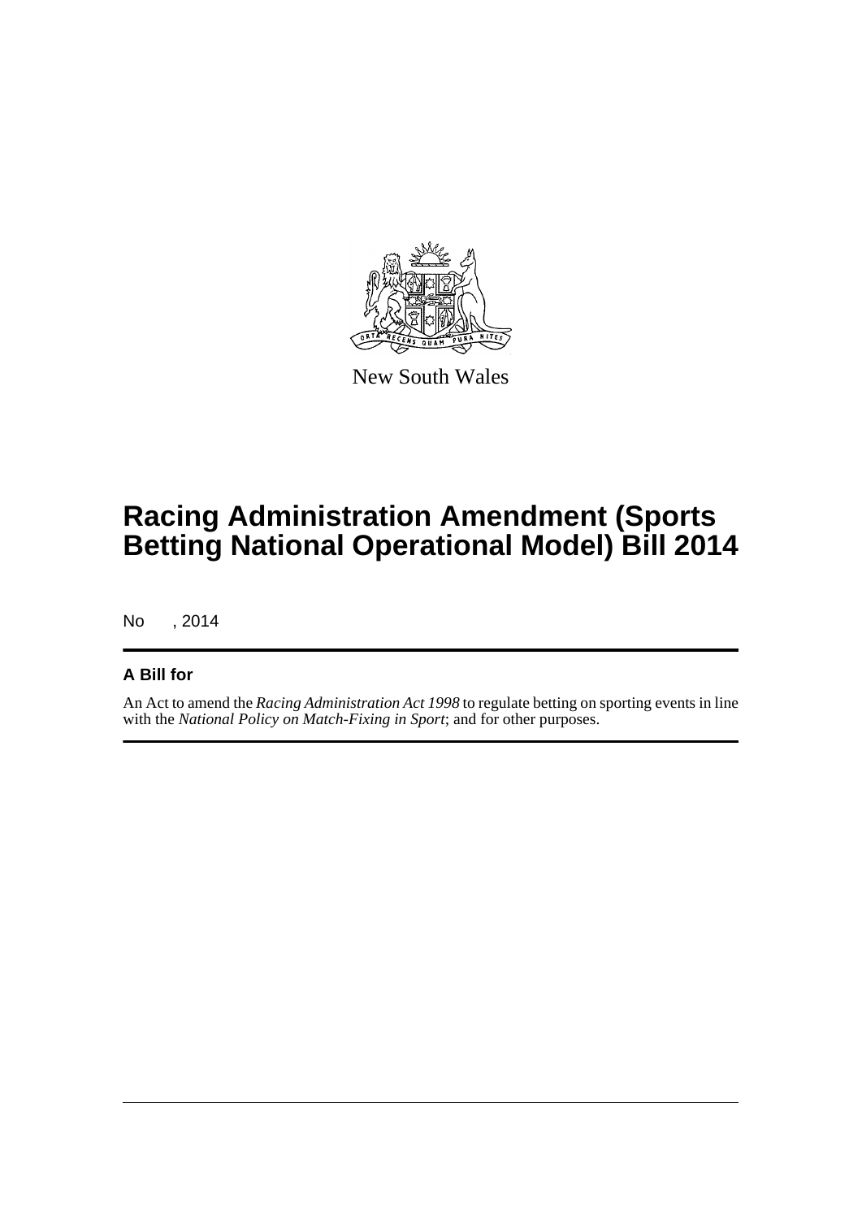New South Wales

# Racing Administration Amendment (Sports Betting National Operational Model) Bill 2014

No , 2014

## A Bill for

An Act to amend the *Racing Administration Act 1998* to regulate betting on sporting events in line with the *National Policy on Match-Fixing in Sport*; and for other purposes.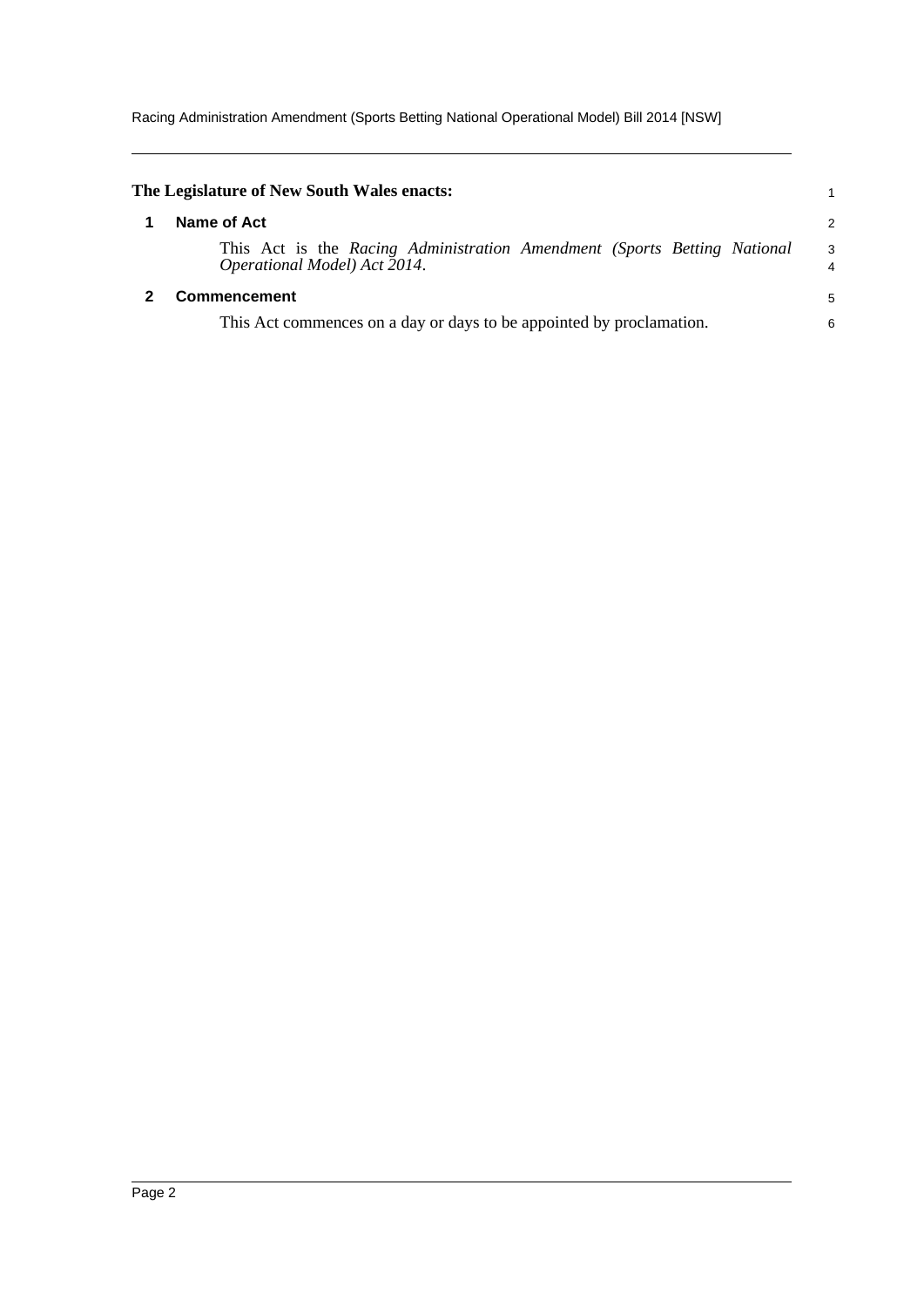**The Legislature of New South Wales enacts:**

## 1 Name of Act

This Act is the *Racing Administration Amendment (Sports Betting National Operational Model) Act 2014*.

## 2 Commencement

This Act commences on a day or days to be appointed by proclamation.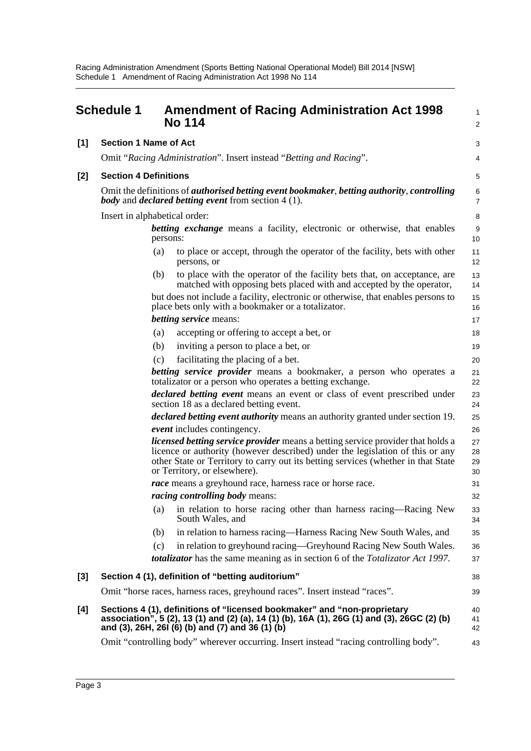## Schedule 1 Amendment of Racing Administration Act 1998 No 114

**[1] Section 1 Name of Act**

Omit "*Racing Administration*". Insert instead "*Betting and Racing*".

**[2] Section 4 Definitions**

Omit the definitions of ***authorised betting event bookmaker***, ***betting authority***, ***controlling body*** and ***declared betting event*** from section 4 (1).

Insert in alphabetical order:

> ***betting exchange*** means a facility, electronic or otherwise, that enables persons:
>
> (a) to place or accept, through the operator of the facility, bets with other persons, or
>
> (b) to place with the operator of the facility bets that, on acceptance, are matched with opposing bets placed with and accepted by the operator,
>
> but does not include a facility, electronic or otherwise, that enables persons to place bets only with a bookmaker or a totalizator.
>
> ***betting service*** means:
>
> (a) accepting or offering to accept a bet, or
>
> (b) inviting a person to place a bet, or
>
> (c) facilitating the placing of a bet.
>
> ***betting service provider*** means a bookmaker, a person who operates a totalizator or a person who operates a betting exchange.
>
> ***declared betting event*** means an event or class of event prescribed under section 18 as a declared betting event.
>
> ***declared betting event authority*** means an authority granted under section 19.
>
> ***event*** includes contingency.
>
> ***licensed betting service provider*** means a betting service provider that holds a licence or authority (however described) under the legislation of this or any other State or Territory to carry out its betting services (whether in that State or Territory, or elsewhere).
>
> ***race*** means a greyhound race, harness race or horse race.
>
> ***racing controlling body*** means:
>
> (a) in relation to horse racing other than harness racing—Racing New South Wales, and
>
> (b) in relation to harness racing—Harness Racing New South Wales, and
>
> (c) in relation to greyhound racing—Greyhound Racing New South Wales.
>
> ***totalizator*** has the same meaning as in section 6 of the *Totalizator Act 1997*.

**[3] Section 4 (1), definition of "betting auditorium"**

Omit "horse races, harness races, greyhound races". Insert instead "races".

**[4] Sections 4 (1), definitions of "licensed bookmaker" and "non-proprietary association", 5 (2), 13 (1) and (2) (a), 14 (1) (b), 16A (1), 26G (1) and (3), 26GC (2) (b) and (3), 26H, 26I (6) (b) and (7) and 36 (1) (b)**

Omit "controlling body" wherever occurring. Insert instead "racing controlling body".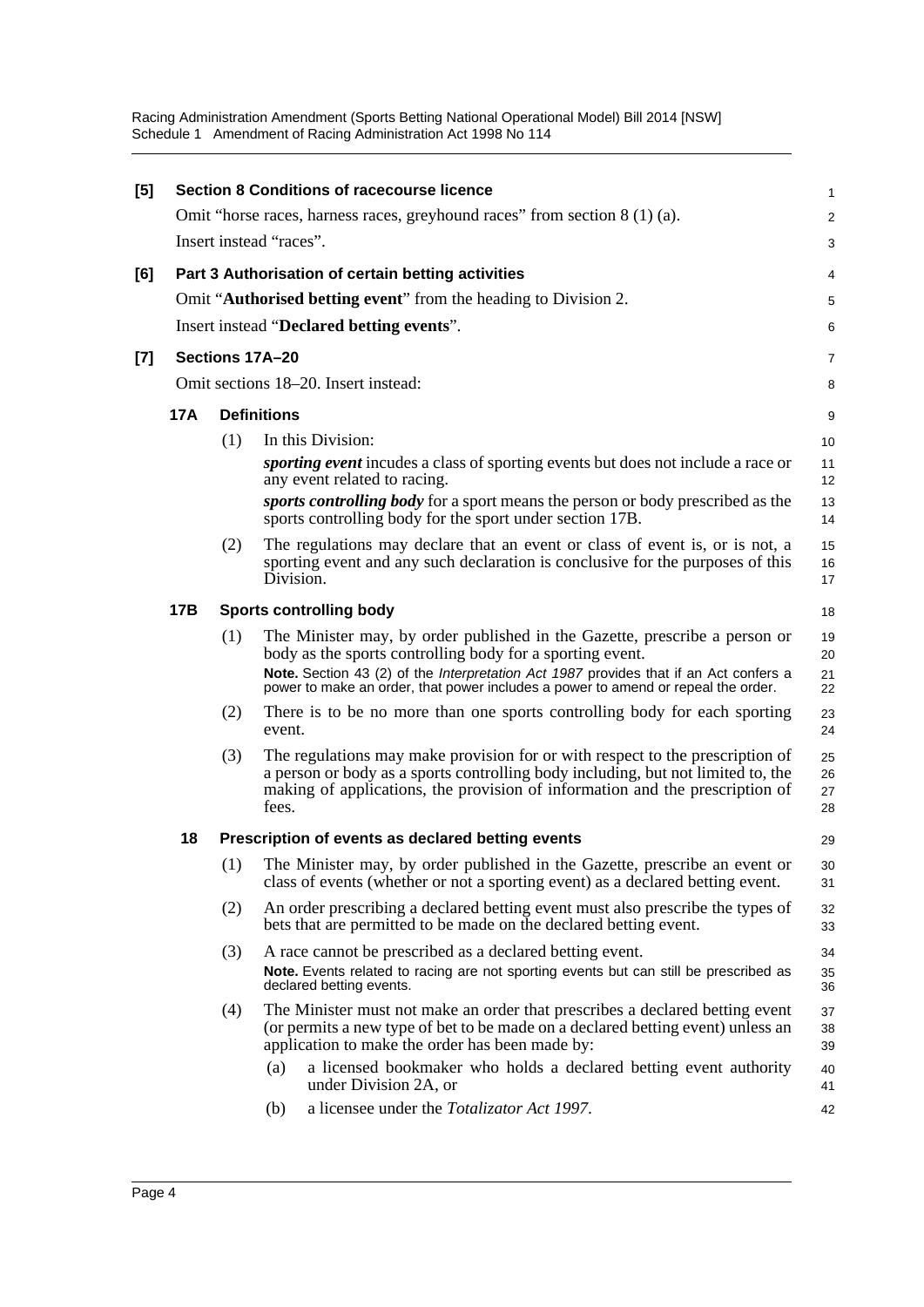**[5] Section 8 Conditions of racecourse licence**

Omit "horse races, harness races, greyhound races" from section 8 (1) (a).

Insert instead "races".

**[6] Part 3 Authorisation of certain betting activities**

Omit "**Authorised betting event**" from the heading to Division 2.

Insert instead "**Declared betting events**".

**[7] Sections 17A–20**

Omit sections 18–20. Insert instead:

**17A Definitions**

(1) In this Division:

***sporting event*** incudes a class of sporting events but does not include a race or any event related to racing.

***sports controlling body*** for a sport means the person or body prescribed as the sports controlling body for the sport under section 17B.

(2) The regulations may declare that an event or class of event is, or is not, a sporting event and any such declaration is conclusive for the purposes of this Division.

**17B Sports controlling body**

(1) The Minister may, by order published in the Gazette, prescribe a person or body as the sports controlling body for a sporting event.

**Note.** Section 43 (2) of the *Interpretation Act 1987* provides that if an Act confers a power to make an order, that power includes a power to amend or repeal the order.

(2) There is to be no more than one sports controlling body for each sporting event.

(3) The regulations may make provision for or with respect to the prescription of a person or body as a sports controlling body including, but not limited to, the making of applications, the provision of information and the prescription of fees.

**18 Prescription of events as declared betting events**

(1) The Minister may, by order published in the Gazette, prescribe an event or class of events (whether or not a sporting event) as a declared betting event.

(2) An order prescribing a declared betting event must also prescribe the types of bets that are permitted to be made on the declared betting event.

(3) A race cannot be prescribed as a declared betting event.

**Note.** Events related to racing are not sporting events but can still be prescribed as declared betting events.

(4) The Minister must not make an order that prescribes a declared betting event (or permits a new type of bet to be made on a declared betting event) unless an application to make the order has been made by:

(a) a licensed bookmaker who holds a declared betting event authority under Division 2A, or

(b) a licensee under the *Totalizator Act 1997*.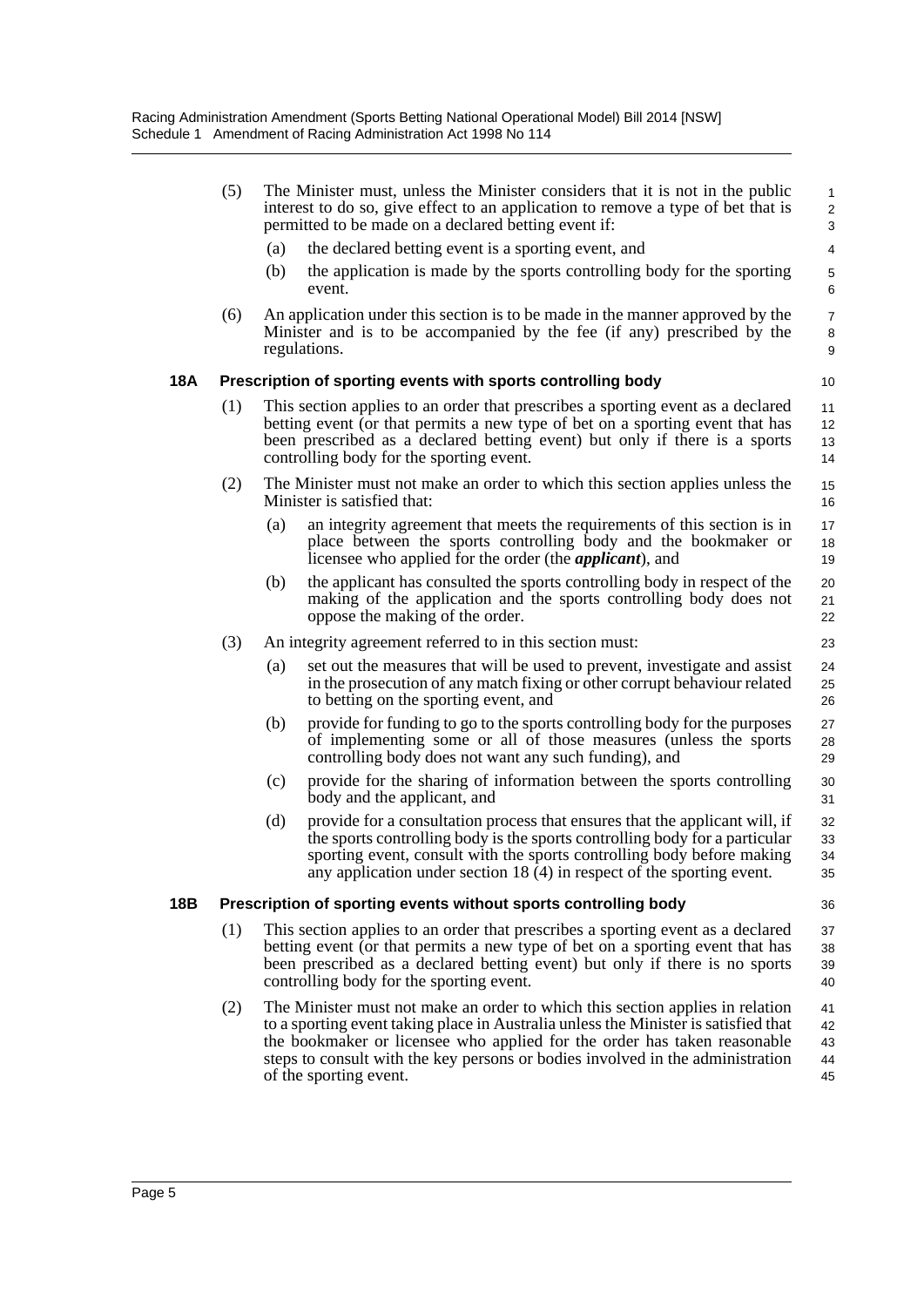(5) The Minister must, unless the Minister considers that it is not in the public interest to do so, give effect to an application to remove a type of bet that is permitted to be made on a declared betting event if:

(a) the declared betting event is a sporting event, and

(b) the application is made by the sports controlling body for the sporting event.

(6) An application under this section is to be made in the manner approved by the Minister and is to be accompanied by the fee (if any) prescribed by the regulations.

### 18A Prescription of sporting events with sports controlling body

(1) This section applies to an order that prescribes a sporting event as a declared betting event (or that permits a new type of bet on a sporting event that has been prescribed as a declared betting event) but only if there is a sports controlling body for the sporting event.

(2) The Minister must not make an order to which this section applies unless the Minister is satisfied that:

(a) an integrity agreement that meets the requirements of this section is in place between the sports controlling body and the bookmaker or licensee who applied for the order (the ***applicant***), and

(b) the applicant has consulted the sports controlling body in respect of the making of the application and the sports controlling body does not oppose the making of the order.

(3) An integrity agreement referred to in this section must:

(a) set out the measures that will be used to prevent, investigate and assist in the prosecution of any match fixing or other corrupt behaviour related to betting on the sporting event, and

(b) provide for funding to go to the sports controlling body for the purposes of implementing some or all of those measures (unless the sports controlling body does not want any such funding), and

(c) provide for the sharing of information between the sports controlling body and the applicant, and

(d) provide for a consultation process that ensures that the applicant will, if the sports controlling body is the sports controlling body for a particular sporting event, consult with the sports controlling body before making any application under section 18 (4) in respect of the sporting event.

### 18B Prescription of sporting events without sports controlling body

(1) This section applies to an order that prescribes a sporting event as a declared betting event (or that permits a new type of bet on a sporting event that has been prescribed as a declared betting event) but only if there is no sports controlling body for the sporting event.

(2) The Minister must not make an order to which this section applies in relation to a sporting event taking place in Australia unless the Minister is satisfied that the bookmaker or licensee who applied for the order has taken reasonable steps to consult with the key persons or bodies involved in the administration of the sporting event.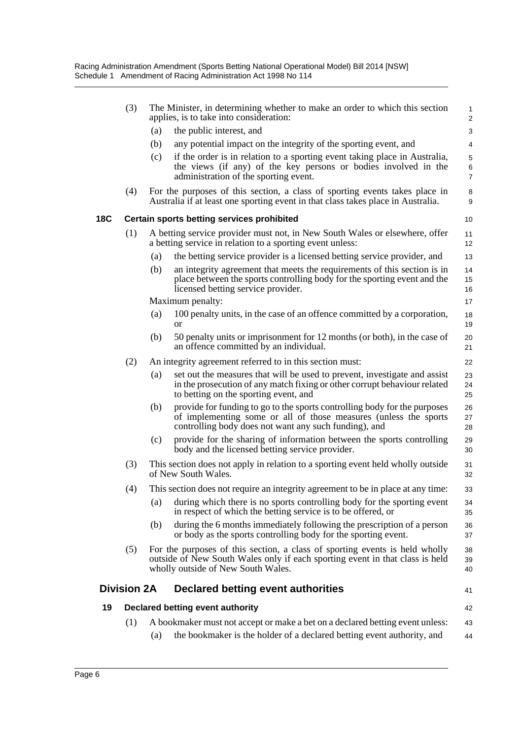(3) The Minister, in determining whether to make an order to which this section applies, is to take into consideration:

(a) the public interest, and

(b) any potential impact on the integrity of the sporting event, and

(c) if the order is in relation to a sporting event taking place in Australia, the views (if any) of the key persons or bodies involved in the administration of the sporting event.

(4) For the purposes of this section, a class of sporting events takes place in Australia if at least one sporting event in that class takes place in Australia.

**18C Certain sports betting services prohibited**

(1) A betting service provider must not, in New South Wales or elsewhere, offer a betting service in relation to a sporting event unless:

(a) the betting service provider is a licensed betting service provider, and

(b) an integrity agreement that meets the requirements of this section is in place between the sports controlling body for the sporting event and the licensed betting service provider.

Maximum penalty:

(a) 100 penalty units, in the case of an offence committed by a corporation, or

(b) 50 penalty units or imprisonment for 12 months (or both), in the case of an offence committed by an individual.

(2) An integrity agreement referred to in this section must:

(a) set out the measures that will be used to prevent, investigate and assist in the prosecution of any match fixing or other corrupt behaviour related to betting on the sporting event, and

(b) provide for funding to go to the sports controlling body for the purposes of implementing some or all of those measures (unless the sports controlling body does not want any such funding), and

(c) provide for the sharing of information between the sports controlling body and the licensed betting service provider.

(3) This section does not apply in relation to a sporting event held wholly outside of New South Wales.

(4) This section does not require an integrity agreement to be in place at any time:

(a) during which there is no sports controlling body for the sporting event in respect of which the betting service is to be offered, or

(b) during the 6 months immediately following the prescription of a person or body as the sports controlling body for the sporting event.

(5) For the purposes of this section, a class of sporting events is held wholly outside of New South Wales only if each sporting event in that class is held wholly outside of New South Wales.

## Division 2A Declared betting event authorities

**19 Declared betting event authority**

(1) A bookmaker must not accept or make a bet on a declared betting event unless:

(a) the bookmaker is the holder of a declared betting event authority, and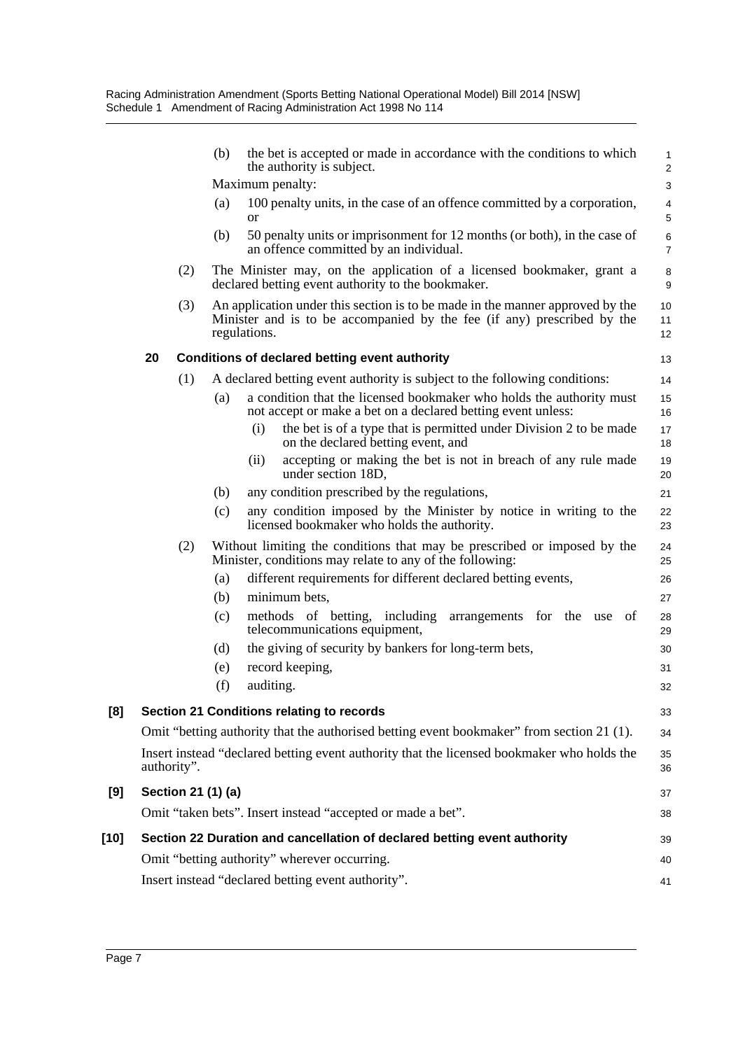(b) the bet is accepted or made in accordance with the conditions to which the authority is subject.

Maximum penalty:

(a) 100 penalty units, in the case of an offence committed by a corporation, or

(b) 50 penalty units or imprisonment for 12 months (or both), in the case of an offence committed by an individual.

(2) The Minister may, on the application of a licensed bookmaker, grant a declared betting event authority to the bookmaker.

(3) An application under this section is to be made in the manner approved by the Minister and is to be accompanied by the fee (if any) prescribed by the regulations.

**20 Conditions of declared betting event authority**

(1) A declared betting event authority is subject to the following conditions:

(a) a condition that the licensed bookmaker who holds the authority must not accept or make a bet on a declared betting event unless:

(i) the bet is of a type that is permitted under Division 2 to be made on the declared betting event, and

(ii) accepting or making the bet is not in breach of any rule made under section 18D,

(b) any condition prescribed by the regulations,

(c) any condition imposed by the Minister by notice in writing to the licensed bookmaker who holds the authority.

(2) Without limiting the conditions that may be prescribed or imposed by the Minister, conditions may relate to any of the following:

(a) different requirements for different declared betting events,

(b) minimum bets,

(c) methods of betting, including arrangements for the use of telecommunications equipment,

(d) the giving of security by bankers for long-term bets,

(e) record keeping,

(f) auditing.

**[8] Section 21 Conditions relating to records**

Omit "betting authority that the authorised betting event bookmaker" from section 21 (1).

Insert instead "declared betting event authority that the licensed bookmaker who holds the authority".

**[9] Section 21 (1) (a)**

Omit "taken bets". Insert instead "accepted or made a bet".

**[10] Section 22 Duration and cancellation of declared betting event authority**

Omit "betting authority" wherever occurring.

Insert instead "declared betting event authority".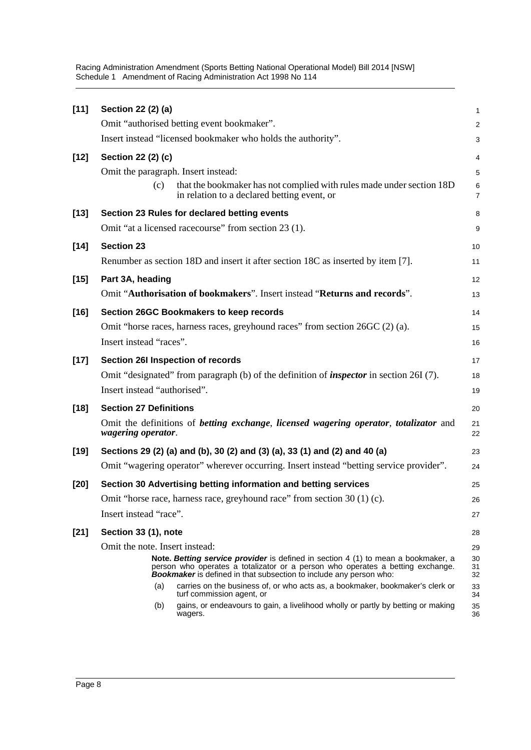**[11] Section 22 (2) (a)**

Omit "authorised betting event bookmaker".

Insert instead "licensed bookmaker who holds the authority".

**[12] Section 22 (2) (c)**

Omit the paragraph. Insert instead:

> (c) that the bookmaker has not complied with rules made under section 18D in relation to a declared betting event, or

**[13] Section 23 Rules for declared betting events**

Omit "at a licensed racecourse" from section 23 (1).

**[14] Section 23**

Renumber as section 18D and insert it after section 18C as inserted by item [7].

**[15] Part 3A, heading**

Omit "**Authorisation of bookmakers**". Insert instead "**Returns and records**".

**[16] Section 26GC Bookmakers to keep records**

Omit "horse races, harness races, greyhound races" from section 26GC (2) (a).

Insert instead "races".

**[17] Section 26I Inspection of records**

Omit "designated" from paragraph (b) of the definition of ***inspector*** in section 26I (7).

Insert instead "authorised".

**[18] Section 27 Definitions**

Omit the definitions of ***betting exchange***, ***licensed wagering operator***, ***totalizator*** and ***wagering operator***.

**[19] Sections 29 (2) (a) and (b), 30 (2) and (3) (a), 33 (1) and (2) and 40 (a)**

Omit "wagering operator" wherever occurring. Insert instead "betting service provider".

**[20] Section 30 Advertising betting information and betting services**

Omit "horse race, harness race, greyhound race" from section 30 (1) (c).

Insert instead "race".

**[21] Section 33 (1), note**

Omit the note. Insert instead:

> **Note.** ***Betting service provider*** is defined in section 4 (1) to mean a bookmaker, a person who operates a totalizator or a person who operates a betting exchange. ***Bookmaker*** is defined in that subsection to include any person who:
>
> (a) carries on the business of, or who acts as, a bookmaker, bookmaker's clerk or turf commission agent, or
>
> (b) gains, or endeavours to gain, a livelihood wholly or partly by betting or making wagers.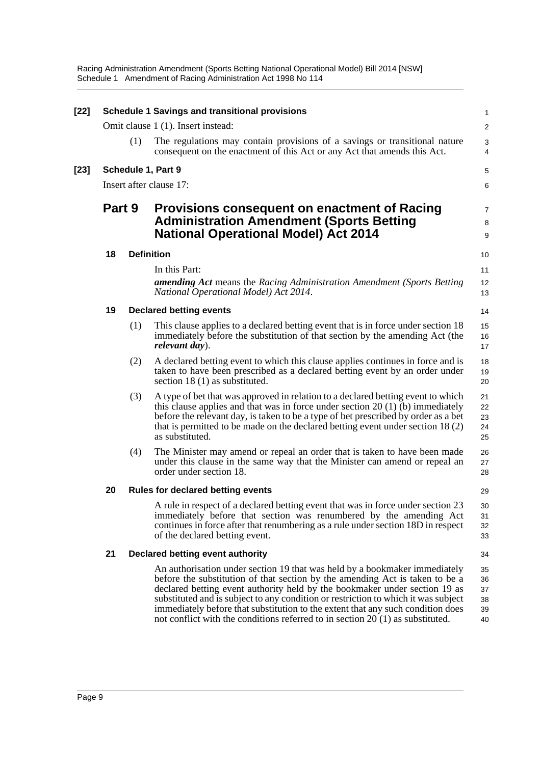**[22] Schedule 1 Savings and transitional provisions**

Omit clause 1 (1). Insert instead:

(1) The regulations may contain provisions of a savings or transitional nature consequent on the enactment of this Act or any Act that amends this Act.

**[23] Schedule 1, Part 9**

Insert after clause 17:

# Part 9 Provisions consequent on enactment of Racing Administration Amendment (Sports Betting National Operational Model) Act 2014

### 18 Definition

In this Part:

***amending Act*** means the *Racing Administration Amendment (Sports Betting National Operational Model) Act 2014*.

### 19 Declared betting events

(1) This clause applies to a declared betting event that is in force under section 18 immediately before the substitution of that section by the amending Act (the ***relevant day***).

(2) A declared betting event to which this clause applies continues in force and is taken to have been prescribed as a declared betting event by an order under section 18 (1) as substituted.

(3) A type of bet that was approved in relation to a declared betting event to which this clause applies and that was in force under section 20 (1) (b) immediately before the relevant day, is taken to be a type of bet prescribed by order as a bet that is permitted to be made on the declared betting event under section 18 (2) as substituted.

(4) The Minister may amend or repeal an order that is taken to have been made under this clause in the same way that the Minister can amend or repeal an order under section 18.

### 20 Rules for declared betting events

A rule in respect of a declared betting event that was in force under section 23 immediately before that section was renumbered by the amending Act continues in force after that renumbering as a rule under section 18D in respect of the declared betting event.

### 21 Declared betting event authority

An authorisation under section 19 that was held by a bookmaker immediately before the substitution of that section by the amending Act is taken to be a declared betting event authority held by the bookmaker under section 19 as substituted and is subject to any condition or restriction to which it was subject immediately before that substitution to the extent that any such condition does not conflict with the conditions referred to in section 20 (1) as substituted.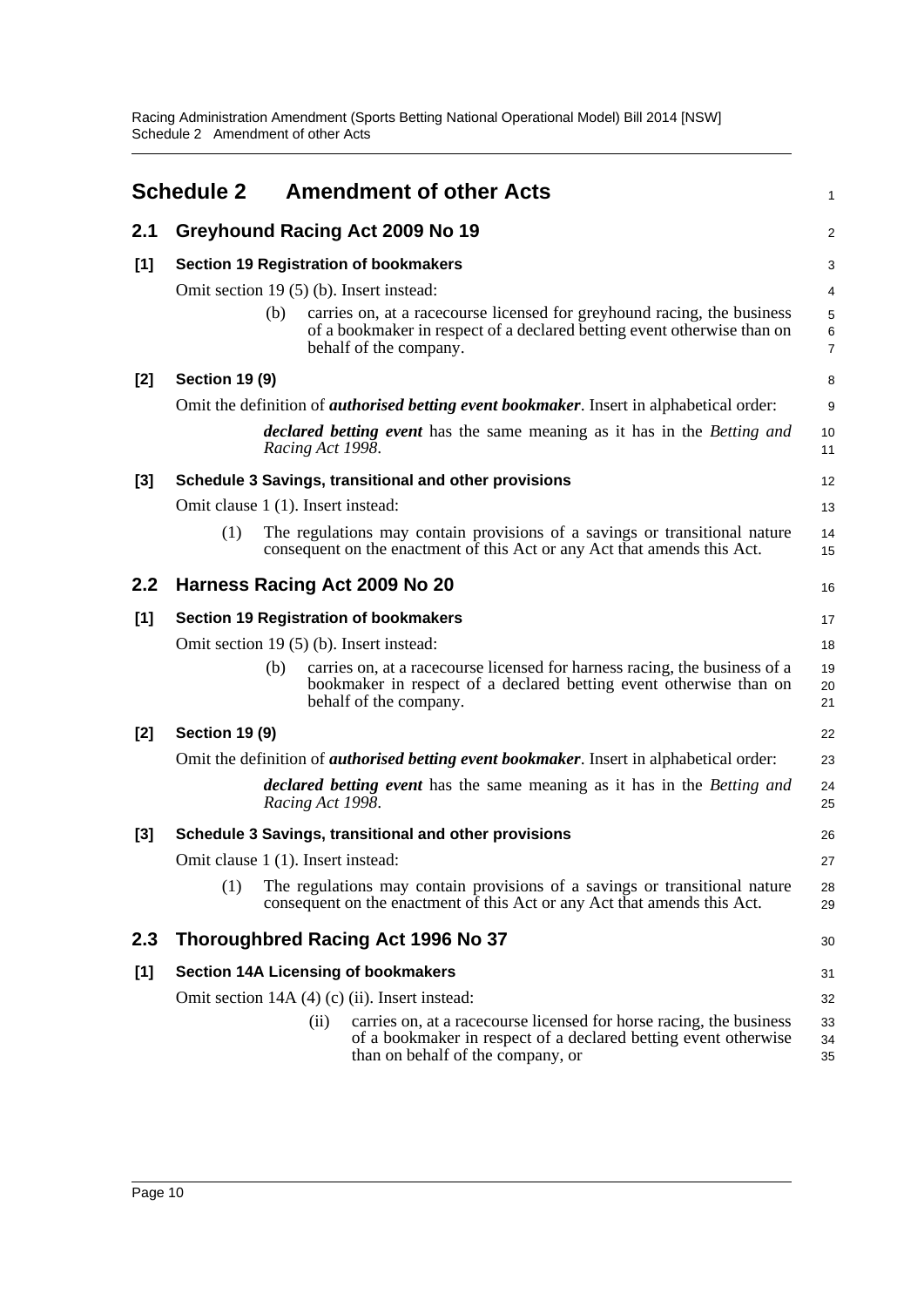## Schedule 2 Amendment of other Acts

### 2.1 Greyhound Racing Act 2009 No 19

**[1] Section 19 Registration of bookmakers**

Omit section 19 (5) (b). Insert instead:

> (b) carries on, at a racecourse licensed for greyhound racing, the business of a bookmaker in respect of a declared betting event otherwise than on behalf of the company.

**[2] Section 19 (9)**

Omit the definition of ***authorised betting event bookmaker***. Insert in alphabetical order:

> ***declared betting event*** has the same meaning as it has in the *Betting and Racing Act 1998*.

**[3] Schedule 3 Savings, transitional and other provisions**

Omit clause 1 (1). Insert instead:

> (1) The regulations may contain provisions of a savings or transitional nature consequent on the enactment of this Act or any Act that amends this Act.

### 2.2 Harness Racing Act 2009 No 20

**[1] Section 19 Registration of bookmakers**

Omit section 19 (5) (b). Insert instead:

> (b) carries on, at a racecourse licensed for harness racing, the business of a bookmaker in respect of a declared betting event otherwise than on behalf of the company.

**[2] Section 19 (9)**

Omit the definition of ***authorised betting event bookmaker***. Insert in alphabetical order:

> ***declared betting event*** has the same meaning as it has in the *Betting and Racing Act 1998*.

**[3] Schedule 3 Savings, transitional and other provisions**

Omit clause 1 (1). Insert instead:

> (1) The regulations may contain provisions of a savings or transitional nature consequent on the enactment of this Act or any Act that amends this Act.

### 2.3 Thoroughbred Racing Act 1996 No 37

**[1] Section 14A Licensing of bookmakers**

Omit section 14A (4) (c) (ii). Insert instead:

> (ii) carries on, at a racecourse licensed for horse racing, the business of a bookmaker in respect of a declared betting event otherwise than on behalf of the company, or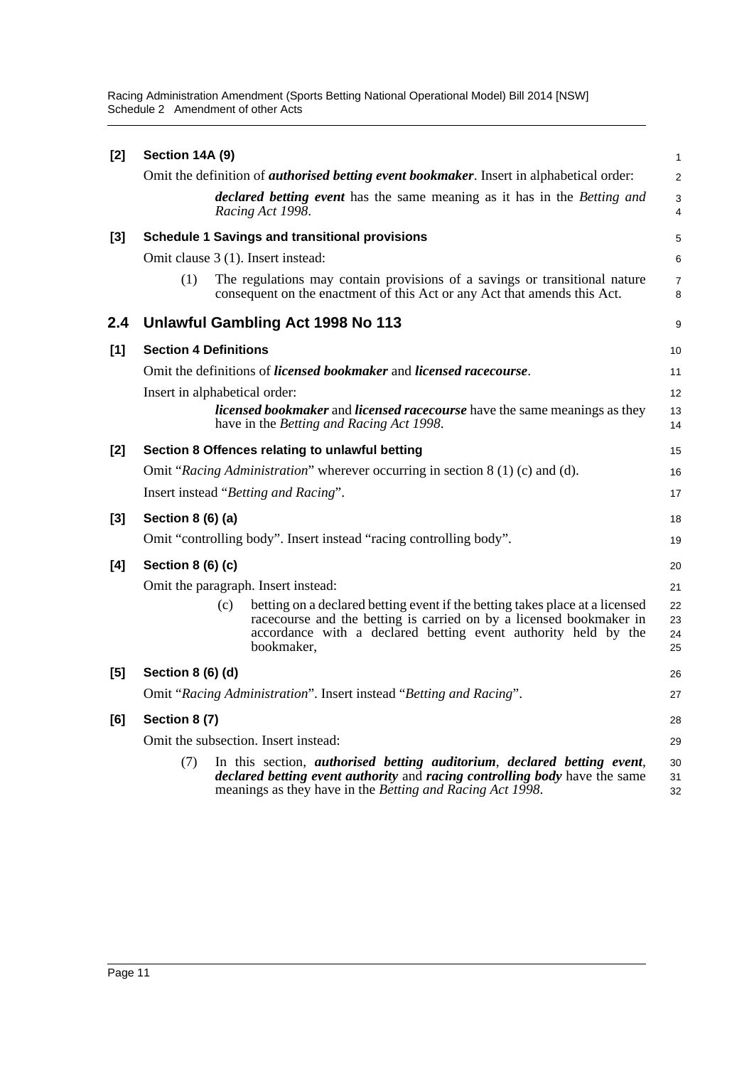**[2] Section 14A (9)**

Omit the definition of ***authorised betting event bookmaker***. Insert in alphabetical order:

> ***declared betting event*** has the same meaning as it has in the *Betting and Racing Act 1998*.

**[3] Schedule 1 Savings and transitional provisions**

Omit clause 3 (1). Insert instead:

> (1) The regulations may contain provisions of a savings or transitional nature consequent on the enactment of this Act or any Act that amends this Act.

## 2.4 Unlawful Gambling Act 1998 No 113

**[1] Section 4 Definitions**

Omit the definitions of ***licensed bookmaker*** and ***licensed racecourse***.

Insert in alphabetical order:

> ***licensed bookmaker*** and ***licensed racecourse*** have the same meanings as they have in the *Betting and Racing Act 1998*.

**[2] Section 8 Offences relating to unlawful betting**

Omit "*Racing Administration*" wherever occurring in section 8 (1) (c) and (d).

Insert instead "*Betting and Racing*".

**[3] Section 8 (6) (a)**

Omit "controlling body". Insert instead "racing controlling body".

**[4] Section 8 (6) (c)**

Omit the paragraph. Insert instead:

> (c) betting on a declared betting event if the betting takes place at a licensed racecourse and the betting is carried on by a licensed bookmaker in accordance with a declared betting event authority held by the bookmaker,

**[5] Section 8 (6) (d)**

Omit "*Racing Administration*". Insert instead "*Betting and Racing*".

**[6] Section 8 (7)**

Omit the subsection. Insert instead:

> (7) In this section, ***authorised betting auditorium***, ***declared betting event***, ***declared betting event authority*** and ***racing controlling body*** have the same meanings as they have in the *Betting and Racing Act 1998*.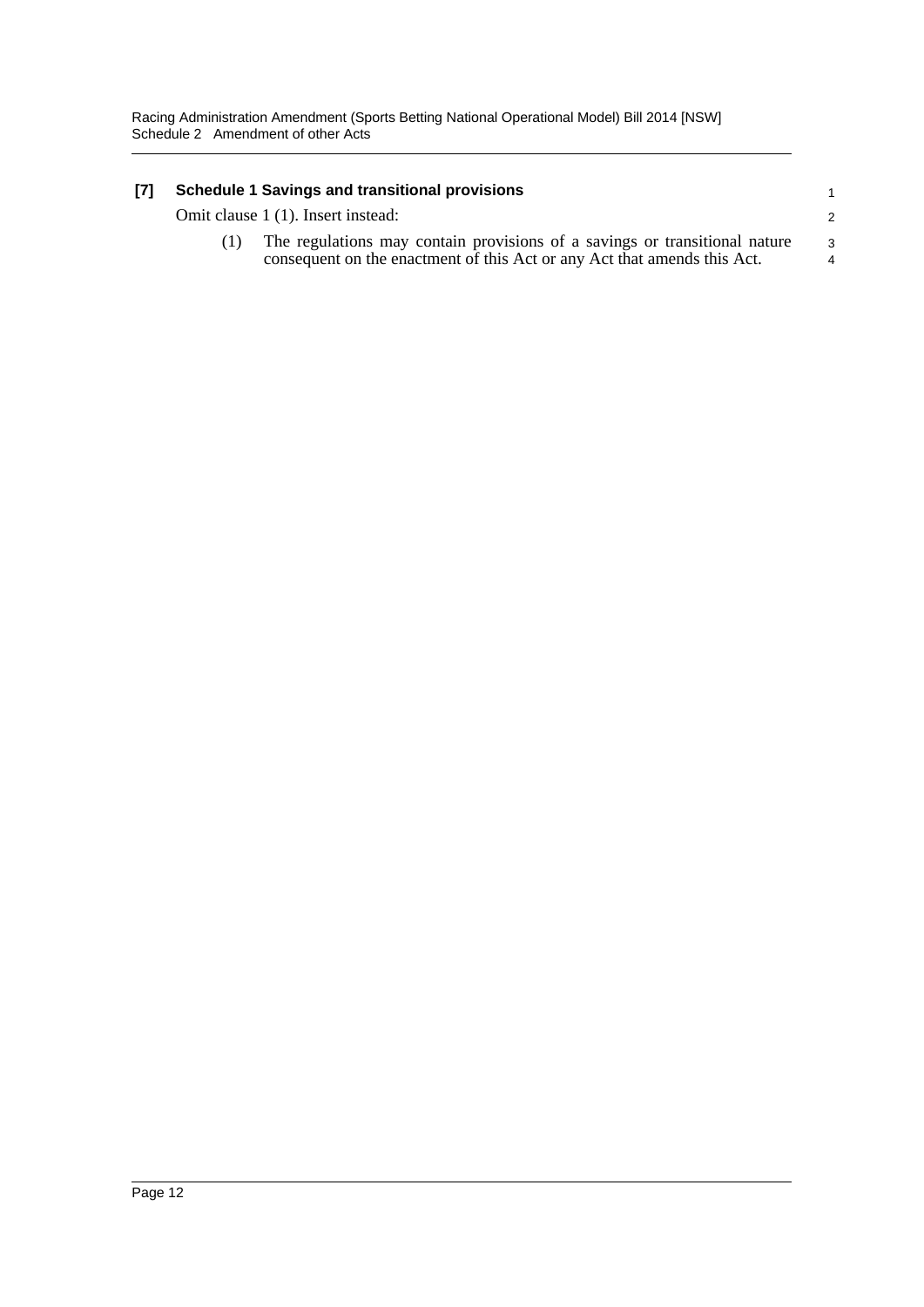**[7] Schedule 1 Savings and transitional provisions**

Omit clause 1 (1). Insert instead:

(1) The regulations may contain provisions of a savings or transitional nature consequent on the enactment of this Act or any Act that amends this Act.